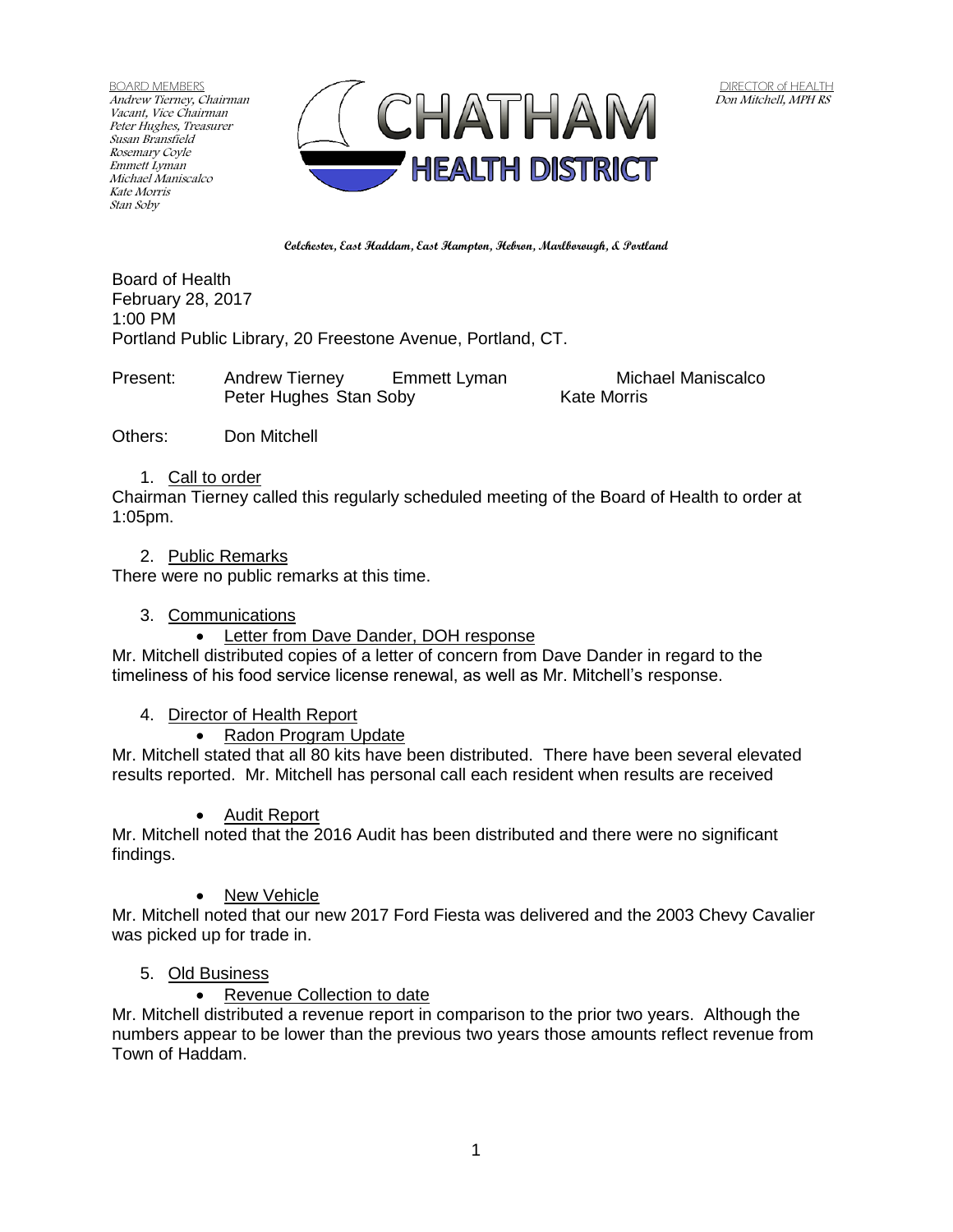BOARD MEMBERS
*Andrew Tierney, Chairman*
*Vacant, Vice Chairman*
*Peter Hughes, Treasurer*
*Susan Bransfield*
*Rosemary Coyle*
*Emmett Lyman*
*Michael Maniscalco*
*Kate Morris*
*Stan Soby*

**CHATHAM HEALTH DISTRICT**

DIRECTOR of HEALTH
*Don Mitchell, MPH RS*

**Colchester, East Haddam, East Hampton, Hebron, Marlborough, & Portland**

Board of Health
February 28, 2017
1:00 PM
Portland Public Library, 20 Freestone Avenue, Portland, CT.

Present: Andrew Tierney, Emmett Lyman, Michael Maniscalco, Peter Hughes, Stan Soby, Kate Morris

Others: Don Mitchell

1. Call to order

Chairman Tierney called this regularly scheduled meeting of the Board of Health to order at 1:05pm.

2. Public Remarks

There were no public remarks at this time.

3. Communications
   - Letter from Dave Dander, DOH response

Mr. Mitchell distributed copies of a letter of concern from Dave Dander in regard to the timeliness of his food service license renewal, as well as Mr. Mitchell's response.

4. Director of Health Report
   - Radon Program Update

Mr. Mitchell stated that all 80 kits have been distributed. There have been several elevated results reported. Mr. Mitchell has personal call each resident when results are received

   - Audit Report

Mr. Mitchell noted that the 2016 Audit has been distributed and there were no significant findings.

   - New Vehicle

Mr. Mitchell noted that our new 2017 Ford Fiesta was delivered and the 2003 Chevy Cavalier was picked up for trade in.

5. Old Business
   - Revenue Collection to date

Mr. Mitchell distributed a revenue report in comparison to the prior two years. Although the numbers appear to be lower than the previous two years those amounts reflect revenue from Town of Haddam.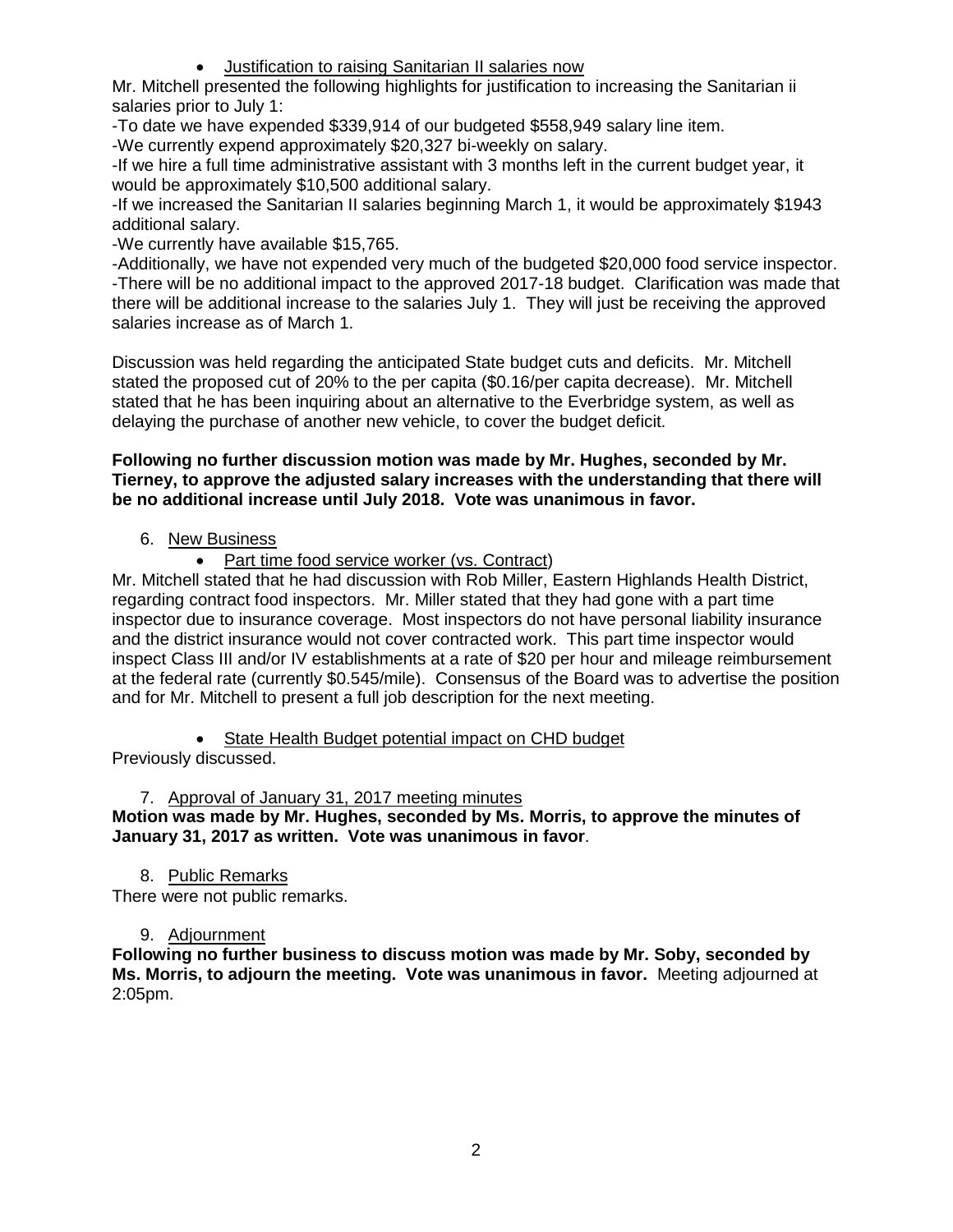- Justification to raising Sanitarian II salaries now

Mr. Mitchell presented the following highlights for justification to increasing the Sanitarian ii salaries prior to July 1:

-To date we have expended $339,914 of our budgeted $558,949 salary line item.

-We currently expend approximately $20,327 bi-weekly on salary.

-If we hire a full time administrative assistant with 3 months left in the current budget year, it would be approximately $10,500 additional salary.

-If we increased the Sanitarian II salaries beginning March 1, it would be approximately $1943 additional salary.

-We currently have available $15,765.

-Additionally, we have not expended very much of the budgeted $20,000 food service inspector.

-There will be no additional impact to the approved 2017-18 budget. Clarification was made that there will be additional increase to the salaries July 1. They will just be receiving the approved salaries increase as of March 1.

Discussion was held regarding the anticipated State budget cuts and deficits. Mr. Mitchell stated the proposed cut of 20% to the per capita ($0.16/per capita decrease). Mr. Mitchell stated that he has been inquiring about an alternative to the Everbridge system, as well as delaying the purchase of another new vehicle, to cover the budget deficit.

**Following no further discussion motion was made by Mr. Hughes, seconded by Mr. Tierney, to approve the adjusted salary increases with the understanding that there will be no additional increase until July 2018. Vote was unanimous in favor.**

6. New Business
   - Part time food service worker (vs. Contract)

Mr. Mitchell stated that he had discussion with Rob Miller, Eastern Highlands Health District, regarding contract food inspectors. Mr. Miller stated that they had gone with a part time inspector due to insurance coverage. Most inspectors do not have personal liability insurance and the district insurance would not cover contracted work. This part time inspector would inspect Class III and/or IV establishments at a rate of $20 per hour and mileage reimbursement at the federal rate (currently $0.545/mile). Consensus of the Board was to advertise the position and for Mr. Mitchell to present a full job description for the next meeting.

   - State Health Budget potential impact on CHD budget

Previously discussed.

7. Approval of January 31, 2017 meeting minutes

**Motion was made by Mr. Hughes, seconded by Ms. Morris, to approve the minutes of January 31, 2017 as written. Vote was unanimous in favor**.

8. Public Remarks

There were not public remarks.

9. Adjournment

**Following no further business to discuss motion was made by Mr. Soby, seconded by Ms. Morris, to adjourn the meeting. Vote was unanimous in favor.** Meeting adjourned at 2:05pm.